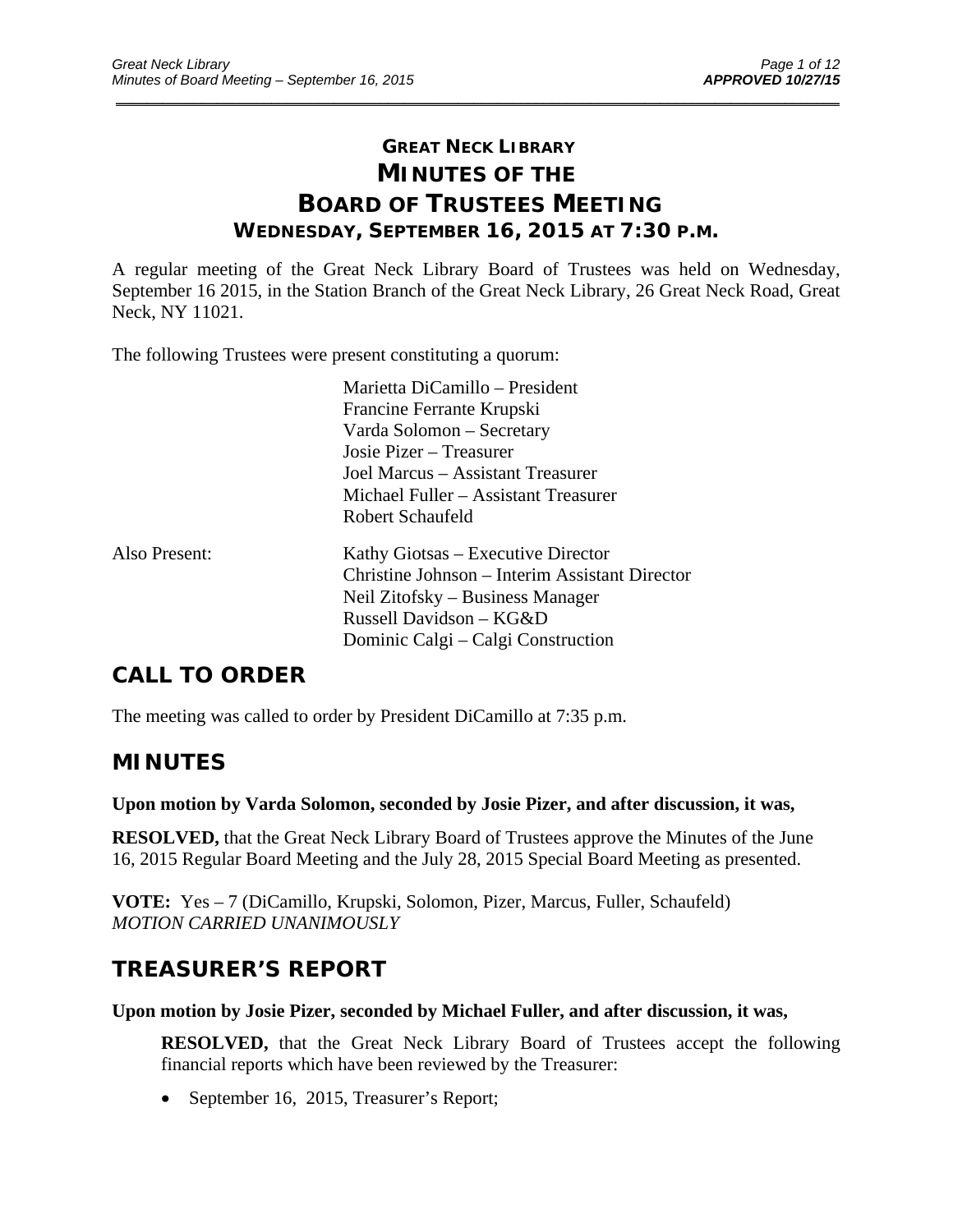# GREAT NECK LIBRARY
# MINUTES OF THE
# BOARD OF TRUSTEES MEETING
### WEDNESDAY, SEPTEMBER 16, 2015 AT 7:30 P.M.

A regular meeting of the Great Neck Library Board of Trustees was held on Wednesday, September 16 2015, in the Station Branch of the Great Neck Library, 26 Great Neck Road, Great Neck, NY 11021.

The following Trustees were present constituting a quorum:

Marietta DiCamillo – President
Francine Ferrante Krupski
Varda Solomon – Secretary
Josie Pizer – Treasurer
Joel Marcus – Assistant Treasurer
Michael Fuller – Assistant Treasurer
Robert Schaufeld

Also Present:

Kathy Giotsas – Executive Director
Christine Johnson – Interim Assistant Director
Neil Zitofsky – Business Manager
Russell Davidson – KG&D
Dominic Calgi – Calgi Construction

## CALL TO ORDER

The meeting was called to order by President DiCamillo at 7:35 p.m.

## MINUTES

**Upon motion by Varda Solomon, seconded by Josie Pizer, and after discussion, it was,**

**RESOLVED,** that the Great Neck Library Board of Trustees approve the Minutes of the June 16, 2015 Regular Board Meeting and the July 28, 2015 Special Board Meeting as presented.

**VOTE:** Yes – 7 (DiCamillo, Krupski, Solomon, Pizer, Marcus, Fuller, Schaufeld)
*MOTION CARRIED UNANIMOUSLY*

## TREASURER'S REPORT

**Upon motion by Josie Pizer, seconded by Michael Fuller, and after discussion, it was,**

**RESOLVED,** that the Great Neck Library Board of Trustees accept the following financial reports which have been reviewed by the Treasurer:

- September 16, 2015, Treasurer's Report;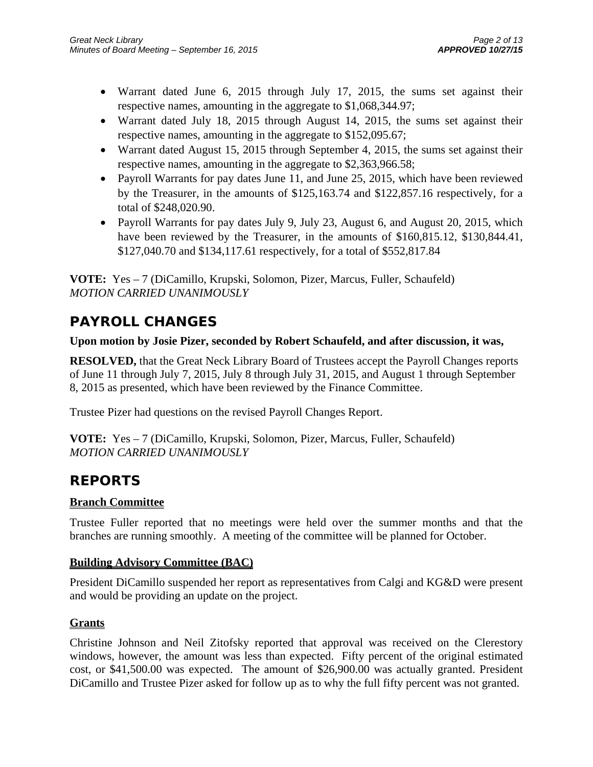- Warrant dated June 6, 2015 through July 17, 2015, the sums set against their respective names, amounting in the aggregate to $1,068,344.97;
- Warrant dated July 18, 2015 through August 14, 2015, the sums set against their respective names, amounting in the aggregate to $152,095.67;
- Warrant dated August 15, 2015 through September 4, 2015, the sums set against their respective names, amounting in the aggregate to $2,363,966.58;
- Payroll Warrants for pay dates June 11, and June 25, 2015, which have been reviewed by the Treasurer, in the amounts of $125,163.74 and $122,857.16 respectively, for a total of $248,020.90.
- Payroll Warrants for pay dates July 9, July 23, August 6, and August 20, 2015, which have been reviewed by the Treasurer, in the amounts of $160,815.12, $130,844.41, $127,040.70 and $134,117.61 respectively, for a total of $552,817.84

**VOTE:** Yes – 7 (DiCamillo, Krupski, Solomon, Pizer, Marcus, Fuller, Schaufeld)
*MOTION CARRIED UNANIMOUSLY*

## PAYROLL CHANGES

**Upon motion by Josie Pizer, seconded by Robert Schaufeld, and after discussion, it was,**

**RESOLVED,** that the Great Neck Library Board of Trustees accept the Payroll Changes reports of June 11 through July 7, 2015, July 8 through July 31, 2015, and August 1 through September 8, 2015 as presented, which have been reviewed by the Finance Committee.

Trustee Pizer had questions on the revised Payroll Changes Report.

**VOTE:** Yes – 7 (DiCamillo, Krupski, Solomon, Pizer, Marcus, Fuller, Schaufeld)
*MOTION CARRIED UNANIMOUSLY*

## REPORTS

### Branch Committee

Trustee Fuller reported that no meetings were held over the summer months and that the branches are running smoothly. A meeting of the committee will be planned for October.

### Building Advisory Committee (BAC)

President DiCamillo suspended her report as representatives from Calgi and KG&D were present and would be providing an update on the project.

### Grants

Christine Johnson and Neil Zitofsky reported that approval was received on the Clerestory windows, however, the amount was less than expected. Fifty percent of the original estimated cost, or $41,500.00 was expected. The amount of $26,900.00 was actually granted. President DiCamillo and Trustee Pizer asked for follow up as to why the full fifty percent was not granted.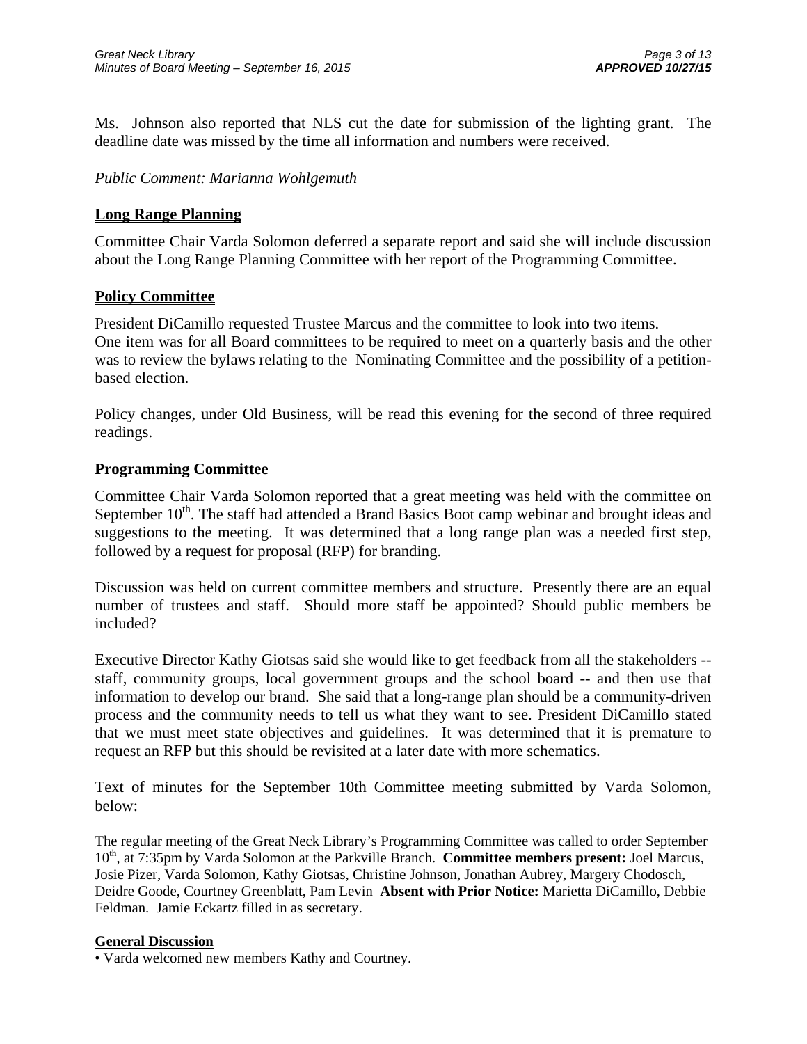Ms. Johnson also reported that NLS cut the date for submission of the lighting grant. The deadline date was missed by the time all information and numbers were received.

*Public Comment: Marianna Wohlgemuth*

## Long Range Planning

Committee Chair Varda Solomon deferred a separate report and said she will include discussion about the Long Range Planning Committee with her report of the Programming Committee.

## Policy Committee

President DiCamillo requested Trustee Marcus and the committee to look into two items.
One item was for all Board committees to be required to meet on a quarterly basis and the other was to review the bylaws relating to the Nominating Committee and the possibility of a petition-based election.

Policy changes, under Old Business, will be read this evening for the second of three required readings.

## Programming Committee

Committee Chair Varda Solomon reported that a great meeting was held with the committee on September 10th. The staff had attended a Brand Basics Boot camp webinar and brought ideas and suggestions to the meeting. It was determined that a long range plan was a needed first step, followed by a request for proposal (RFP) for branding.

Discussion was held on current committee members and structure. Presently there are an equal number of trustees and staff. Should more staff be appointed? Should public members be included?

Executive Director Kathy Giotsas said she would like to get feedback from all the stakeholders -- staff, community groups, local government groups and the school board -- and then use that information to develop our brand. She said that a long-range plan should be a community-driven process and the community needs to tell us what they want to see. President DiCamillo stated that we must meet state objectives and guidelines. It was determined that it is premature to request an RFP but this should be revisited at a later date with more schematics.

Text of minutes for the September 10th Committee meeting submitted by Varda Solomon, below:

The regular meeting of the Great Neck Library's Programming Committee was called to order September 10th, at 7:35pm by Varda Solomon at the Parkville Branch. **Committee members present:** Joel Marcus, Josie Pizer, Varda Solomon, Kathy Giotsas, Christine Johnson, Jonathan Aubrey, Margery Chodosch, Deidre Goode, Courtney Greenblatt, Pam Levin **Absent with Prior Notice:** Marietta DiCamillo, Debbie Feldman. Jamie Eckartz filled in as secretary.

### General Discussion

- Varda welcomed new members Kathy and Courtney.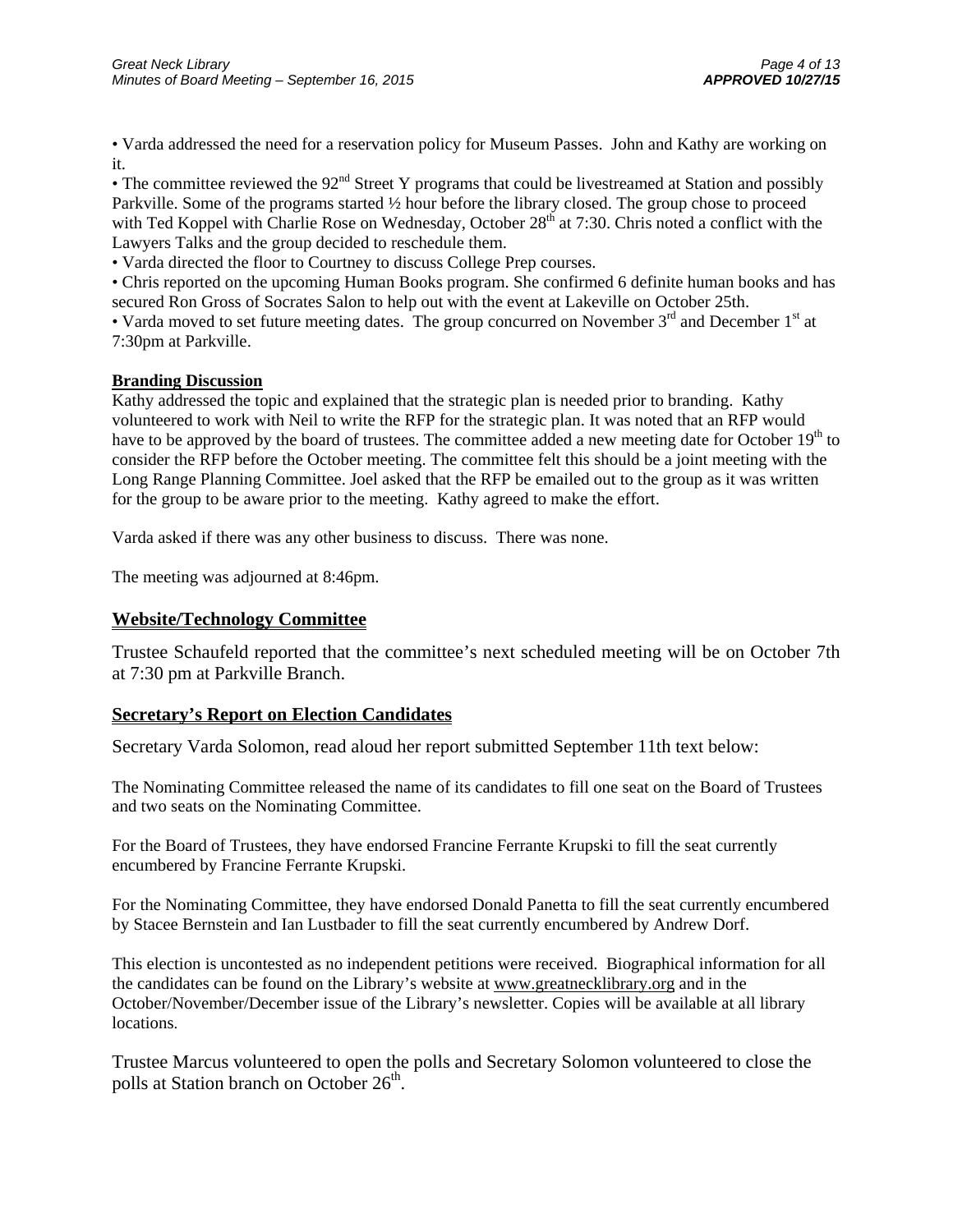• Varda addressed the need for a reservation policy for Museum Passes. John and Kathy are working on it.

• The committee reviewed the 92nd Street Y programs that could be livestreamed at Station and possibly Parkville. Some of the programs started ½ hour before the library closed. The group chose to proceed with Ted Koppel with Charlie Rose on Wednesday, October 28th at 7:30. Chris noted a conflict with the Lawyers Talks and the group decided to reschedule them.

• Varda directed the floor to Courtney to discuss College Prep courses.

• Chris reported on the upcoming Human Books program. She confirmed 6 definite human books and has secured Ron Gross of Socrates Salon to help out with the event at Lakeville on October 25th.

• Varda moved to set future meeting dates. The group concurred on November 3rd and December 1st at 7:30pm at Parkville.

**Branding Discussion**

Kathy addressed the topic and explained that the strategic plan is needed prior to branding. Kathy volunteered to work with Neil to write the RFP for the strategic plan. It was noted that an RFP would have to be approved by the board of trustees. The committee added a new meeting date for October 19th to consider the RFP before the October meeting. The committee felt this should be a joint meeting with the Long Range Planning Committee. Joel asked that the RFP be emailed out to the group as it was written for the group to be aware prior to the meeting. Kathy agreed to make the effort.

Varda asked if there was any other business to discuss. There was none.

The meeting was adjourned at 8:46pm.

## Website/Technology Committee

Trustee Schaufeld reported that the committee's next scheduled meeting will be on October 7th at 7:30 pm at Parkville Branch.

## Secretary's Report on Election Candidates

Secretary Varda Solomon, read aloud her report submitted September 11th text below:

The Nominating Committee released the name of its candidates to fill one seat on the Board of Trustees and two seats on the Nominating Committee.

For the Board of Trustees, they have endorsed Francine Ferrante Krupski to fill the seat currently encumbered by Francine Ferrante Krupski.

For the Nominating Committee, they have endorsed Donald Panetta to fill the seat currently encumbered by Stacee Bernstein and Ian Lustbader to fill the seat currently encumbered by Andrew Dorf.

This election is uncontested as no independent petitions were received. Biographical information for all the candidates can be found on the Library's website at www.greatnecklibrary.org and in the October/November/December issue of the Library's newsletter. Copies will be available at all library locations.

Trustee Marcus volunteered to open the polls and Secretary Solomon volunteered to close the polls at Station branch on October 26th.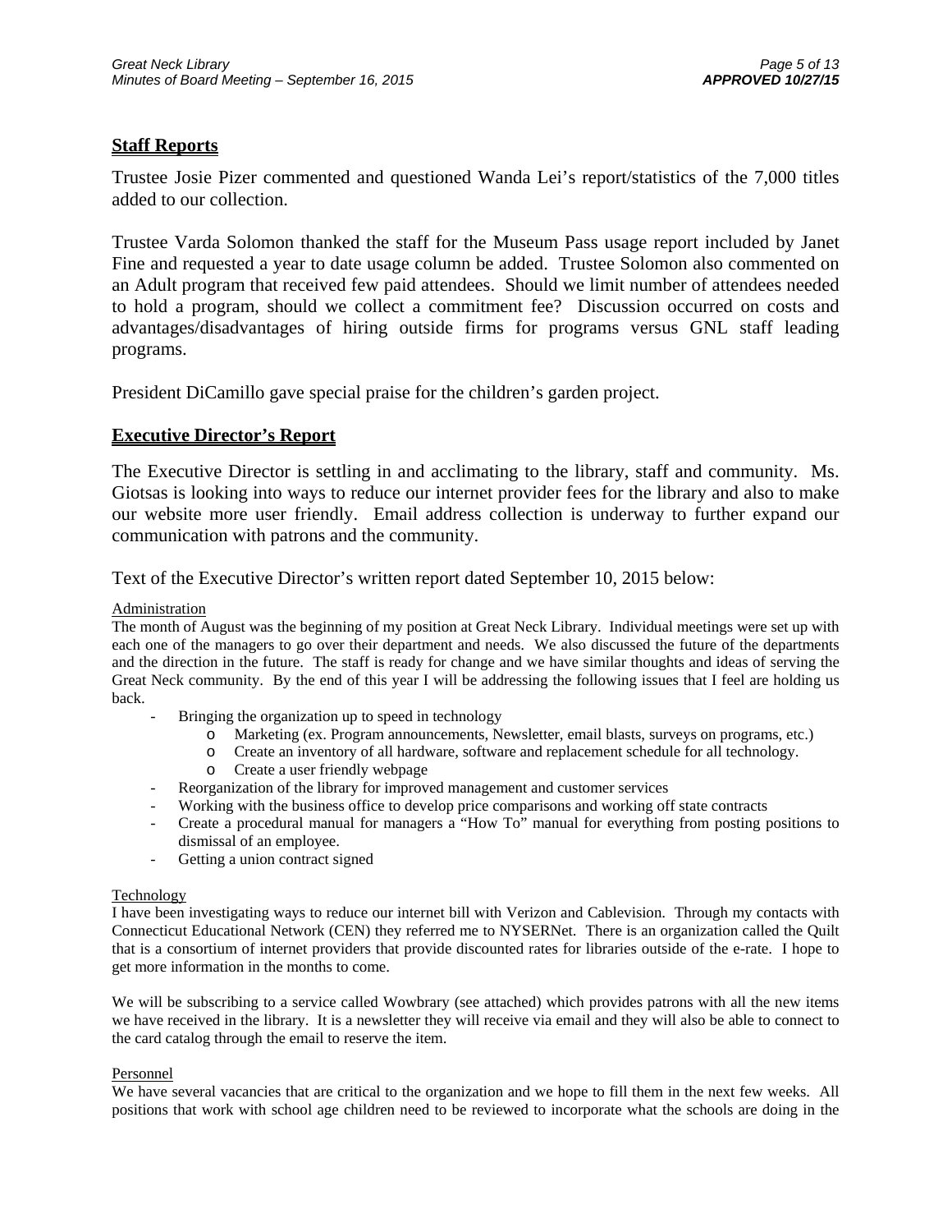## Staff Reports

Trustee Josie Pizer commented and questioned Wanda Lei's report/statistics of the 7,000 titles added to our collection.

Trustee Varda Solomon thanked the staff for the Museum Pass usage report included by Janet Fine and requested a year to date usage column be added. Trustee Solomon also commented on an Adult program that received few paid attendees. Should we limit number of attendees needed to hold a program, should we collect a commitment fee? Discussion occurred on costs and advantages/disadvantages of hiring outside firms for programs versus GNL staff leading programs.

President DiCamillo gave special praise for the children's garden project.

## Executive Director's Report

The Executive Director is settling in and acclimating to the library, staff and community. Ms. Giotsas is looking into ways to reduce our internet provider fees for the library and also to make our website more user friendly. Email address collection is underway to further expand our communication with patrons and the community.

Text of the Executive Director's written report dated September 10, 2015 below:

Administration

The month of August was the beginning of my position at Great Neck Library. Individual meetings were set up with each one of the managers to go over their department and needs. We also discussed the future of the departments and the direction in the future. The staff is ready for change and we have similar thoughts and ideas of serving the Great Neck community. By the end of this year I will be addressing the following issues that I feel are holding us back.

- Bringing the organization up to speed in technology
  - Marketing (ex. Program announcements, Newsletter, email blasts, surveys on programs, etc.)
  - Create an inventory of all hardware, software and replacement schedule for all technology.
  - Create a user friendly webpage
- Reorganization of the library for improved management and customer services
- Working with the business office to develop price comparisons and working off state contracts
- Create a procedural manual for managers a "How To" manual for everything from posting positions to dismissal of an employee.
- Getting a union contract signed

Technology

I have been investigating ways to reduce our internet bill with Verizon and Cablevision. Through my contacts with Connecticut Educational Network (CEN) they referred me to NYSERNet. There is an organization called the Quilt that is a consortium of internet providers that provide discounted rates for libraries outside of the e-rate. I hope to get more information in the months to come.

We will be subscribing to a service called Wowbrary (see attached) which provides patrons with all the new items we have received in the library. It is a newsletter they will receive via email and they will also be able to connect to the card catalog through the email to reserve the item.

Personnel

We have several vacancies that are critical to the organization and we hope to fill them in the next few weeks. All positions that work with school age children need to be reviewed to incorporate what the schools are doing in the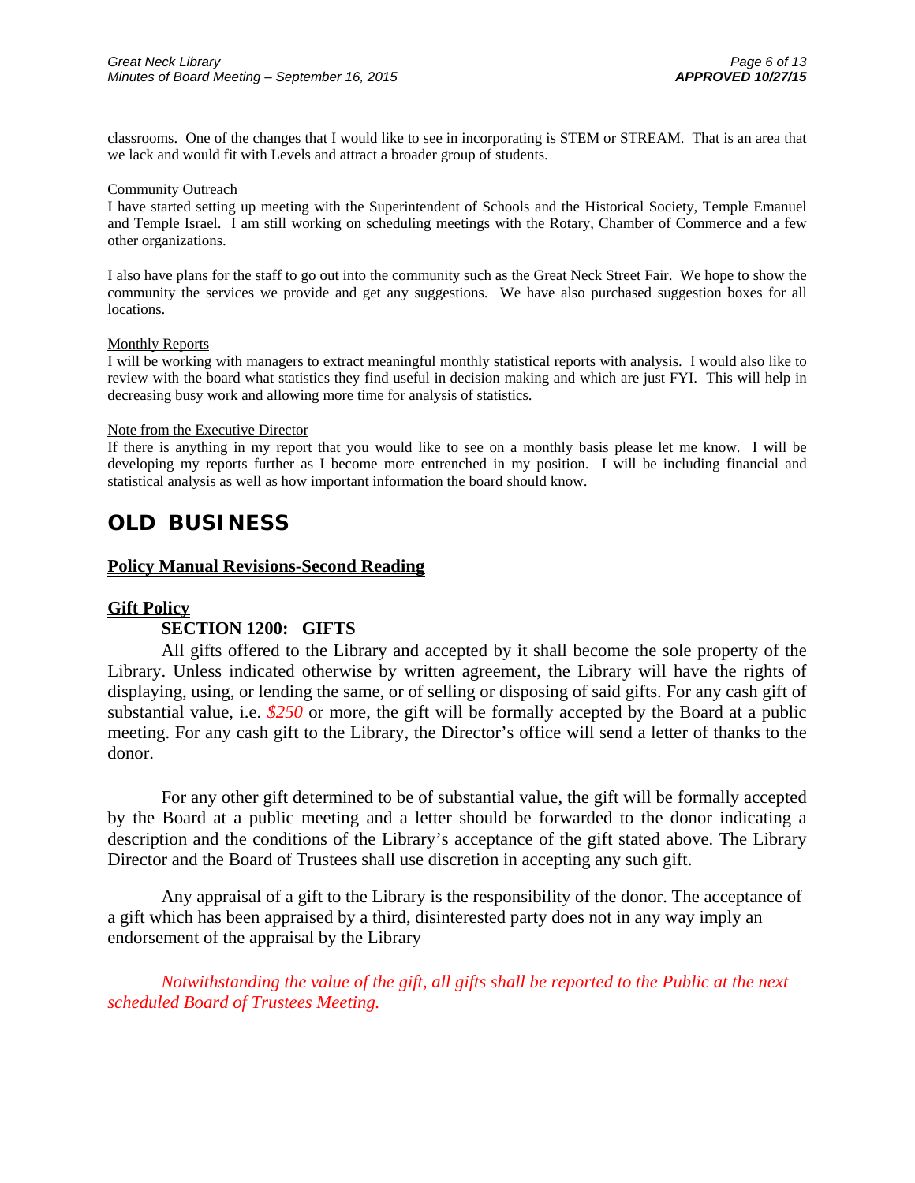classrooms. One of the changes that I would like to see in incorporating is STEM or STREAM. That is an area that we lack and would fit with Levels and attract a broader group of students.

Community Outreach

I have started setting up meeting with the Superintendent of Schools and the Historical Society, Temple Emanuel and Temple Israel. I am still working on scheduling meetings with the Rotary, Chamber of Commerce and a few other organizations.

I also have plans for the staff to go out into the community such as the Great Neck Street Fair. We hope to show the community the services we provide and get any suggestions. We have also purchased suggestion boxes for all locations.

Monthly Reports

I will be working with managers to extract meaningful monthly statistical reports with analysis. I would also like to review with the board what statistics they find useful in decision making and which are just FYI. This will help in decreasing busy work and allowing more time for analysis of statistics.

Note from the Executive Director

If there is anything in my report that you would like to see on a monthly basis please let me know. I will be developing my reports further as I become more entrenched in my position. I will be including financial and statistical analysis as well as how important information the board should know.

## OLD BUSINESS

### Policy Manual Revisions-Second Reading

### Gift Policy

**SECTION 1200: GIFTS**

All gifts offered to the Library and accepted by it shall become the sole property of the Library. Unless indicated otherwise by written agreement, the Library will have the rights of displaying, using, or lending the same, or of selling or disposing of said gifts. For any cash gift of substantial value, i.e. *$250* or more, the gift will be formally accepted by the Board at a public meeting. For any cash gift to the Library, the Director's office will send a letter of thanks to the donor.

For any other gift determined to be of substantial value, the gift will be formally accepted by the Board at a public meeting and a letter should be forwarded to the donor indicating a description and the conditions of the Library's acceptance of the gift stated above. The Library Director and the Board of Trustees shall use discretion in accepting any such gift.

Any appraisal of a gift to the Library is the responsibility of the donor. The acceptance of a gift which has been appraised by a third, disinterested party does not in any way imply an endorsement of the appraisal by the Library

*Notwithstanding the value of the gift, all gifts shall be reported to the Public at the next scheduled Board of Trustees Meeting.*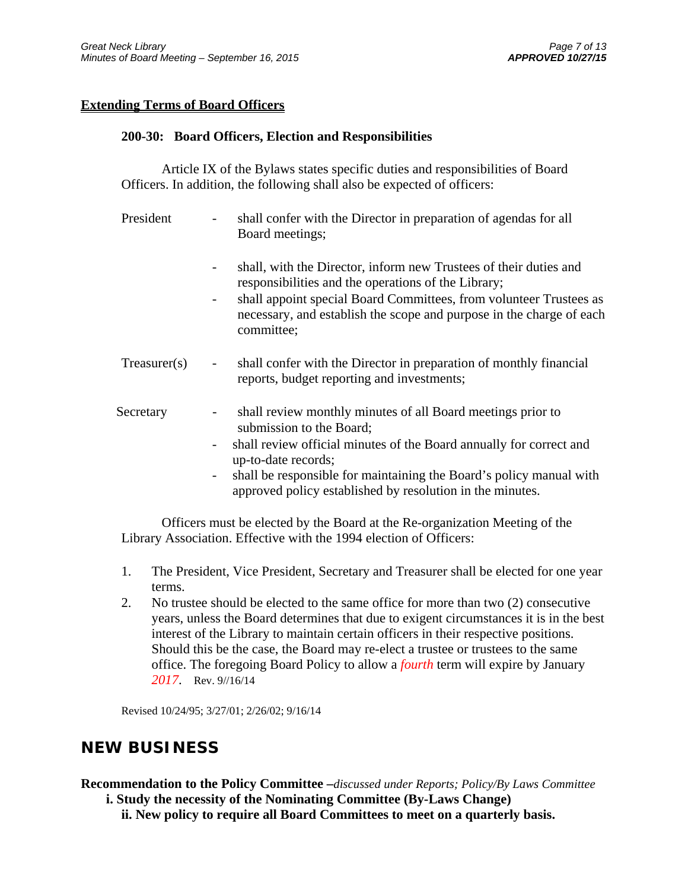**Extending Terms of Board Officers**

**200-30: Board Officers, Election and Responsibilities**

Article IX of the Bylaws states specific duties and responsibilities of Board Officers. In addition, the following shall also be expected of officers:

President
- shall confer with the Director in preparation of agendas for all Board meetings;
- shall, with the Director, inform new Trustees of their duties and responsibilities and the operations of the Library;
- shall appoint special Board Committees, from volunteer Trustees as necessary, and establish the scope and purpose in the charge of each committee;

Treasurer(s)
- shall confer with the Director in preparation of monthly financial reports, budget reporting and investments;

Secretary
- shall review monthly minutes of all Board meetings prior to submission to the Board;
- shall review official minutes of the Board annually for correct and up-to-date records;
- shall be responsible for maintaining the Board's policy manual with approved policy established by resolution in the minutes.

Officers must be elected by the Board at the Re-organization Meeting of the Library Association. Effective with the 1994 election of Officers:

1. The President, Vice President, Secretary and Treasurer shall be elected for one year terms.
2. No trustee should be elected to the same office for more than two (2) consecutive years, unless the Board determines that due to exigent circumstances it is in the best interest of the Library to maintain certain officers in their respective positions. Should this be the case, the Board may re-elect a trustee or trustees to the same office. The foregoing Board Policy to allow a *fourth* term will expire by January *2017*. Rev. 9//16/14

Revised 10/24/95; 3/27/01; 2/26/02; 9/16/14

## NEW BUSINESS

**Recommendation to the Policy Committee –***discussed under Reports; Policy/By Laws Committee*

**i. Study the necessity of the Nominating Committee (By-Laws Change)**

**ii. New policy to require all Board Committees to meet on a quarterly basis.**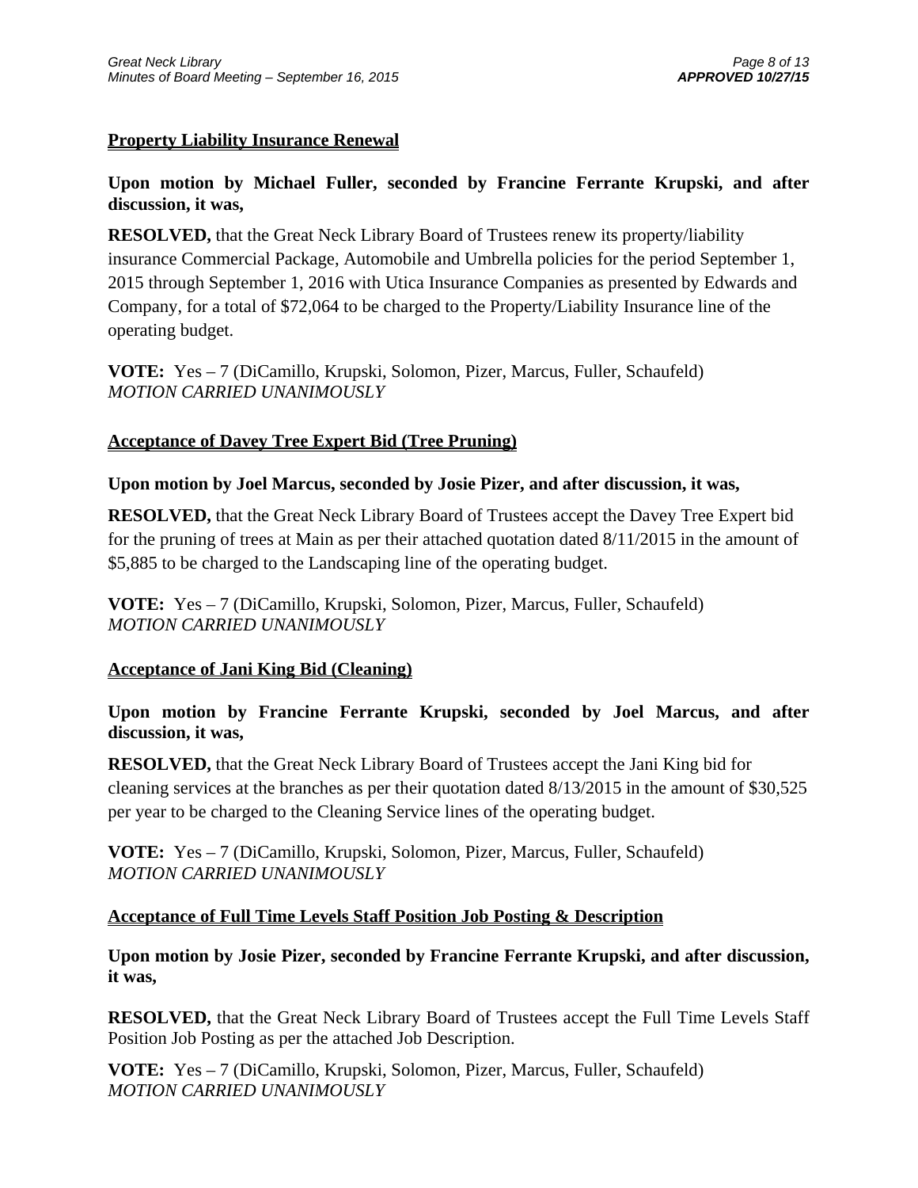**Property Liability Insurance Renewal**

**Upon motion by Michael Fuller, seconded by Francine Ferrante Krupski, and after discussion, it was,**

**RESOLVED,** that the Great Neck Library Board of Trustees renew its property/liability insurance Commercial Package, Automobile and Umbrella policies for the period September 1, 2015 through September 1, 2016 with Utica Insurance Companies as presented by Edwards and Company, for a total of $72,064 to be charged to the Property/Liability Insurance line of the operating budget.

**VOTE:** Yes – 7 (DiCamillo, Krupski, Solomon, Pizer, Marcus, Fuller, Schaufeld)
*MOTION CARRIED UNANIMOUSLY*

**Acceptance of Davey Tree Expert Bid (Tree Pruning)**

**Upon motion by Joel Marcus, seconded by Josie Pizer, and after discussion, it was,**

**RESOLVED,** that the Great Neck Library Board of Trustees accept the Davey Tree Expert bid for the pruning of trees at Main as per their attached quotation dated 8/11/2015 in the amount of $5,885 to be charged to the Landscaping line of the operating budget.

**VOTE:** Yes – 7 (DiCamillo, Krupski, Solomon, Pizer, Marcus, Fuller, Schaufeld)
*MOTION CARRIED UNANIMOUSLY*

**Acceptance of Jani King Bid (Cleaning)**

**Upon motion by Francine Ferrante Krupski, seconded by Joel Marcus, and after discussion, it was,**

**RESOLVED,** that the Great Neck Library Board of Trustees accept the Jani King bid for cleaning services at the branches as per their quotation dated 8/13/2015 in the amount of $30,525 per year to be charged to the Cleaning Service lines of the operating budget.

**VOTE:** Yes – 7 (DiCamillo, Krupski, Solomon, Pizer, Marcus, Fuller, Schaufeld)
*MOTION CARRIED UNANIMOUSLY*

**Acceptance of Full Time Levels Staff Position Job Posting & Description**

**Upon motion by Josie Pizer, seconded by Francine Ferrante Krupski, and after discussion, it was,**

**RESOLVED,** that the Great Neck Library Board of Trustees accept the Full Time Levels Staff Position Job Posting as per the attached Job Description.

**VOTE:** Yes – 7 (DiCamillo, Krupski, Solomon, Pizer, Marcus, Fuller, Schaufeld)
*MOTION CARRIED UNANIMOUSLY*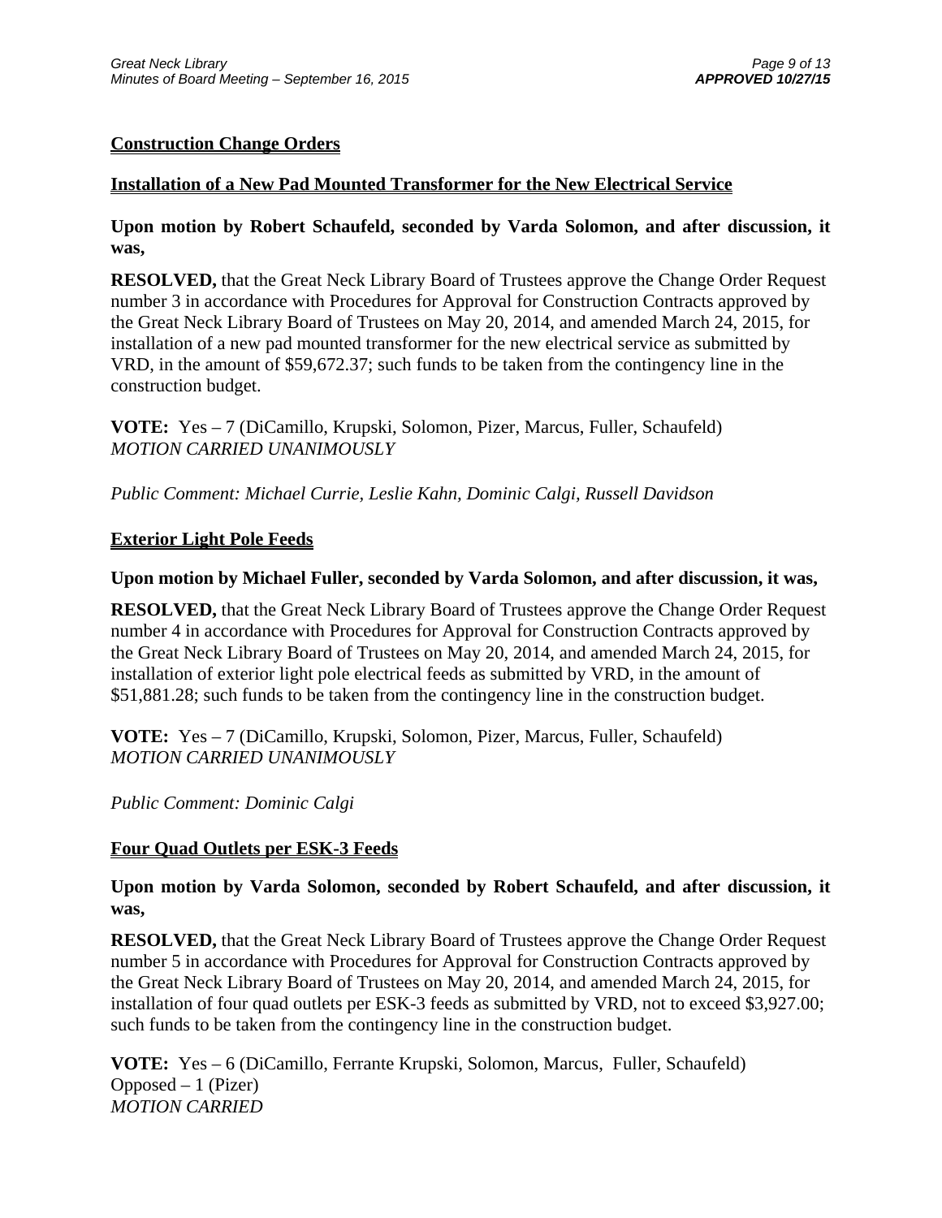**Construction Change Orders**

**Installation of a New Pad Mounted Transformer for the New Electrical Service**

**Upon motion by Robert Schaufeld, seconded by Varda Solomon, and after discussion, it was,**

**RESOLVED,** that the Great Neck Library Board of Trustees approve the Change Order Request number 3 in accordance with Procedures for Approval for Construction Contracts approved by the Great Neck Library Board of Trustees on May 20, 2014, and amended March 24, 2015, for installation of a new pad mounted transformer for the new electrical service as submitted by VRD, in the amount of $59,672.37; such funds to be taken from the contingency line in the construction budget.

**VOTE:** Yes – 7 (DiCamillo, Krupski, Solomon, Pizer, Marcus, Fuller, Schaufeld)
*MOTION CARRIED UNANIMOUSLY*

*Public Comment: Michael Currie, Leslie Kahn, Dominic Calgi, Russell Davidson*

**Exterior Light Pole Feeds**

**Upon motion by Michael Fuller, seconded by Varda Solomon, and after discussion, it was,**

**RESOLVED,** that the Great Neck Library Board of Trustees approve the Change Order Request number 4 in accordance with Procedures for Approval for Construction Contracts approved by the Great Neck Library Board of Trustees on May 20, 2014, and amended March 24, 2015, for installation of exterior light pole electrical feeds as submitted by VRD, in the amount of $51,881.28; such funds to be taken from the contingency line in the construction budget.

**VOTE:** Yes – 7 (DiCamillo, Krupski, Solomon, Pizer, Marcus, Fuller, Schaufeld)
*MOTION CARRIED UNANIMOUSLY*

*Public Comment: Dominic Calgi*

**Four Quad Outlets per ESK-3 Feeds**

**Upon motion by Varda Solomon, seconded by Robert Schaufeld, and after discussion, it was,**

**RESOLVED,** that the Great Neck Library Board of Trustees approve the Change Order Request number 5 in accordance with Procedures for Approval for Construction Contracts approved by the Great Neck Library Board of Trustees on May 20, 2014, and amended March 24, 2015, for installation of four quad outlets per ESK-3 feeds as submitted by VRD, not to exceed $3,927.00; such funds to be taken from the contingency line in the construction budget.

**VOTE:** Yes – 6 (DiCamillo, Ferrante Krupski, Solomon, Marcus, Fuller, Schaufeld)
Opposed – 1 (Pizer)
*MOTION CARRIED*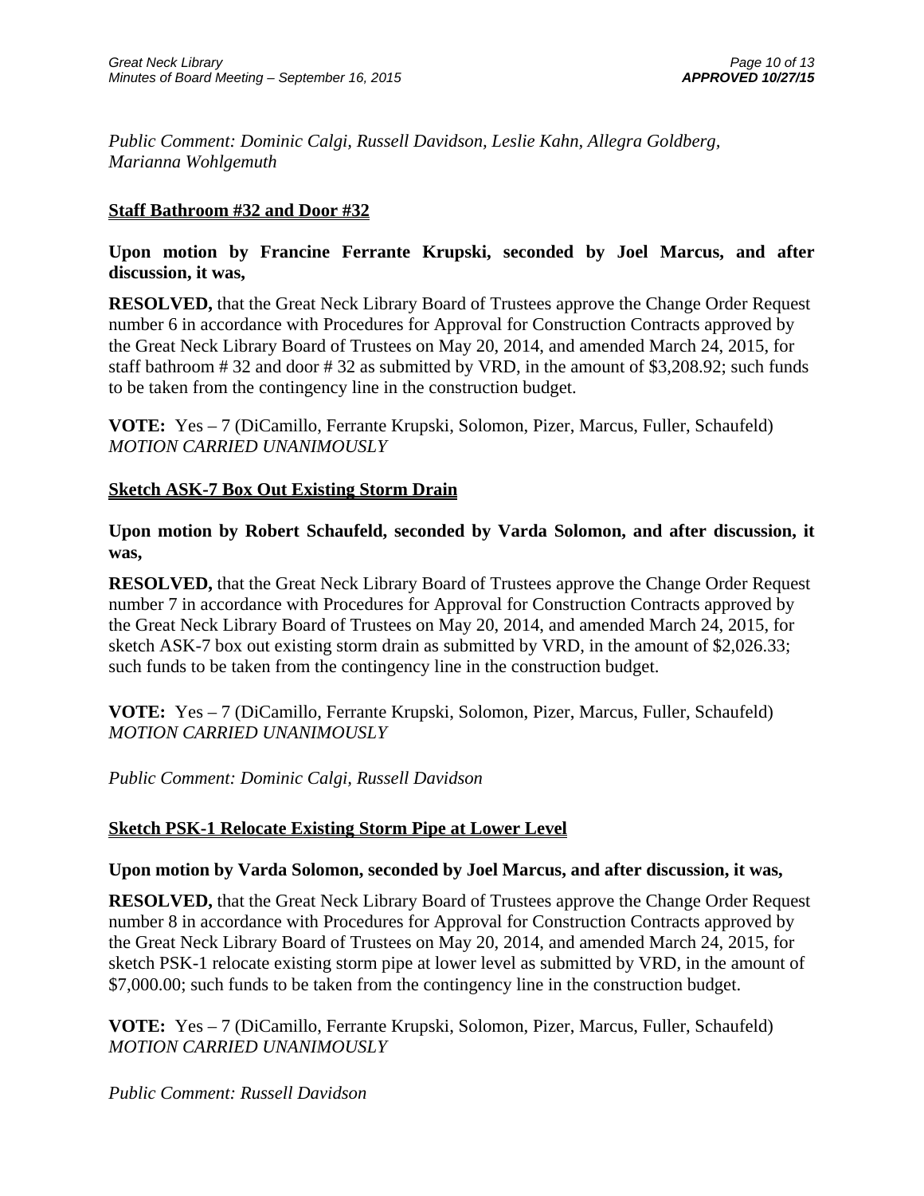*Public Comment: Dominic Calgi, Russell Davidson, Leslie Kahn, Allegra Goldberg, Marianna Wohlgemuth*

**Staff Bathroom #32 and Door #32**

**Upon motion by Francine Ferrante Krupski, seconded by Joel Marcus, and after discussion, it was,**

**RESOLVED,** that the Great Neck Library Board of Trustees approve the Change Order Request number 6 in accordance with Procedures for Approval for Construction Contracts approved by the Great Neck Library Board of Trustees on May 20, 2014, and amended March 24, 2015, for staff bathroom # 32 and door # 32 as submitted by VRD, in the amount of $3,208.92; such funds to be taken from the contingency line in the construction budget.

**VOTE:** Yes – 7 (DiCamillo, Ferrante Krupski, Solomon, Pizer, Marcus, Fuller, Schaufeld)
*MOTION CARRIED UNANIMOUSLY*

**Sketch ASK-7 Box Out Existing Storm Drain**

**Upon motion by Robert Schaufeld, seconded by Varda Solomon, and after discussion, it was,**

**RESOLVED,** that the Great Neck Library Board of Trustees approve the Change Order Request number 7 in accordance with Procedures for Approval for Construction Contracts approved by the Great Neck Library Board of Trustees on May 20, 2014, and amended March 24, 2015, for sketch ASK-7 box out existing storm drain as submitted by VRD, in the amount of $2,026.33; such funds to be taken from the contingency line in the construction budget.

**VOTE:** Yes – 7 (DiCamillo, Ferrante Krupski, Solomon, Pizer, Marcus, Fuller, Schaufeld)
*MOTION CARRIED UNANIMOUSLY*

*Public Comment: Dominic Calgi, Russell Davidson*

**Sketch PSK-1 Relocate Existing Storm Pipe at Lower Level**

**Upon motion by Varda Solomon, seconded by Joel Marcus, and after discussion, it was,**

**RESOLVED,** that the Great Neck Library Board of Trustees approve the Change Order Request number 8 in accordance with Procedures for Approval for Construction Contracts approved by the Great Neck Library Board of Trustees on May 20, 2014, and amended March 24, 2015, for sketch PSK-1 relocate existing storm pipe at lower level as submitted by VRD, in the amount of $7,000.00; such funds to be taken from the contingency line in the construction budget.

**VOTE:** Yes – 7 (DiCamillo, Ferrante Krupski, Solomon, Pizer, Marcus, Fuller, Schaufeld)
*MOTION CARRIED UNANIMOUSLY*

*Public Comment: Russell Davidson*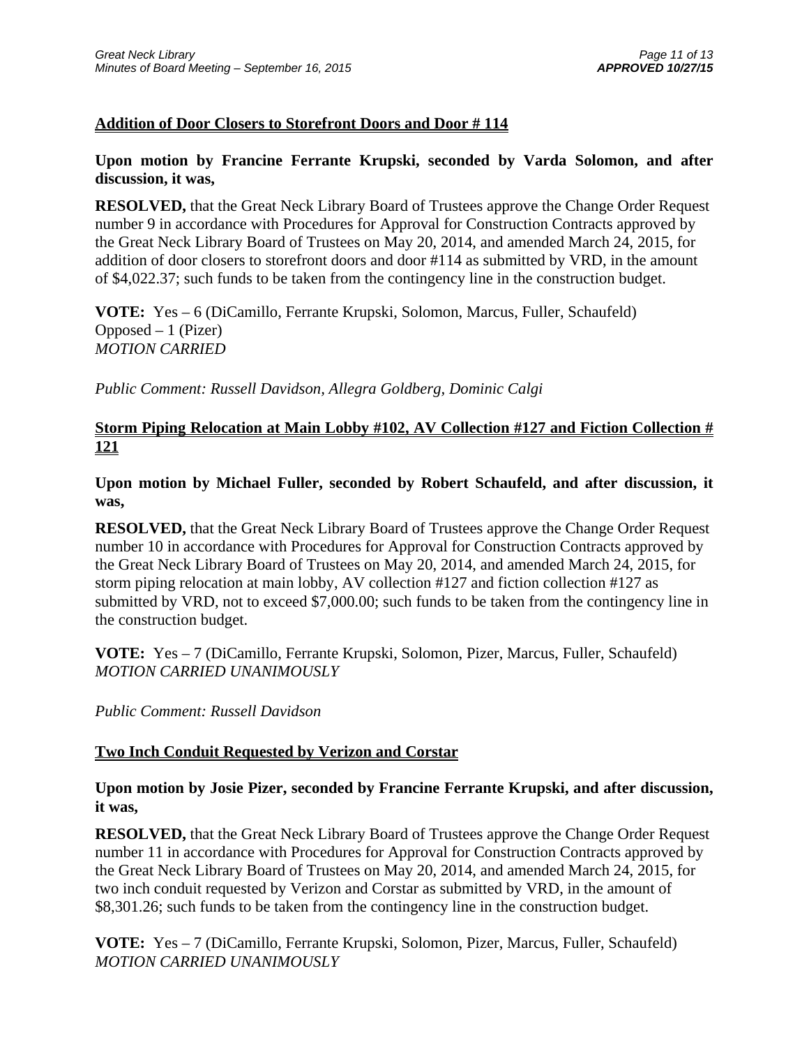**Addition of Door Closers to Storefront Doors and Door # 114**

**Upon motion by Francine Ferrante Krupski, seconded by Varda Solomon, and after discussion, it was,**

**RESOLVED,** that the Great Neck Library Board of Trustees approve the Change Order Request number 9 in accordance with Procedures for Approval for Construction Contracts approved by the Great Neck Library Board of Trustees on May 20, 2014, and amended March 24, 2015, for addition of door closers to storefront doors and door #114 as submitted by VRD, in the amount of $4,022.37; such funds to be taken from the contingency line in the construction budget.

**VOTE:** Yes – 6 (DiCamillo, Ferrante Krupski, Solomon, Marcus, Fuller, Schaufeld)
Opposed – 1 (Pizer)
*MOTION CARRIED*

*Public Comment: Russell Davidson, Allegra Goldberg, Dominic Calgi*

**Storm Piping Relocation at Main Lobby #102, AV Collection #127 and Fiction Collection # 121**

**Upon motion by Michael Fuller, seconded by Robert Schaufeld, and after discussion, it was,**

**RESOLVED,** that the Great Neck Library Board of Trustees approve the Change Order Request number 10 in accordance with Procedures for Approval for Construction Contracts approved by the Great Neck Library Board of Trustees on May 20, 2014, and amended March 24, 2015, for storm piping relocation at main lobby, AV collection #127 and fiction collection #127 as submitted by VRD, not to exceed $7,000.00; such funds to be taken from the contingency line in the construction budget.

**VOTE:** Yes – 7 (DiCamillo, Ferrante Krupski, Solomon, Pizer, Marcus, Fuller, Schaufeld)
*MOTION CARRIED UNANIMOUSLY*

*Public Comment: Russell Davidson*

**Two Inch Conduit Requested by Verizon and Corstar**

**Upon motion by Josie Pizer, seconded by Francine Ferrante Krupski, and after discussion, it was,**

**RESOLVED,** that the Great Neck Library Board of Trustees approve the Change Order Request number 11 in accordance with Procedures for Approval for Construction Contracts approved by the Great Neck Library Board of Trustees on May 20, 2014, and amended March 24, 2015, for two inch conduit requested by Verizon and Corstar as submitted by VRD, in the amount of $8,301.26; such funds to be taken from the contingency line in the construction budget.

**VOTE:** Yes – 7 (DiCamillo, Ferrante Krupski, Solomon, Pizer, Marcus, Fuller, Schaufeld)
*MOTION CARRIED UNANIMOUSLY*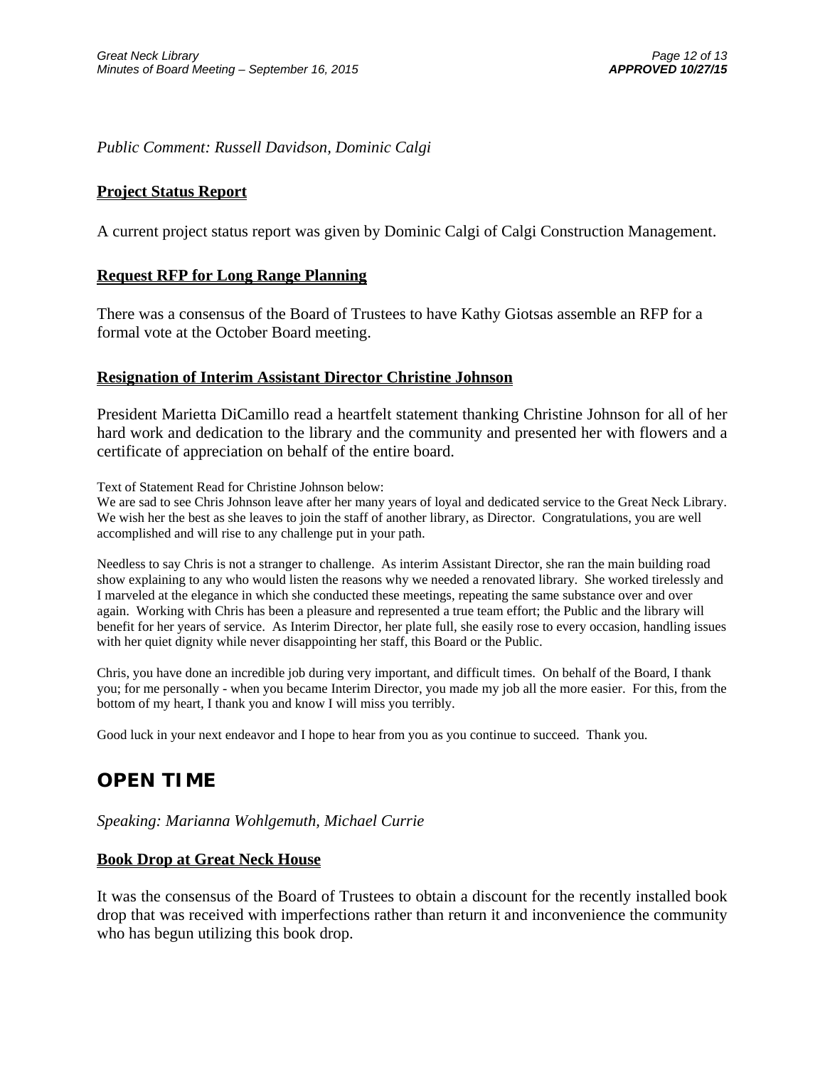*Public Comment: Russell Davidson, Dominic Calgi*

**Project Status Report**

A current project status report was given by Dominic Calgi of Calgi Construction Management.

**Request RFP for Long Range Planning**

There was a consensus of the Board of Trustees to have Kathy Giotsas assemble an RFP for a formal vote at the October Board meeting.

**Resignation of Interim Assistant Director Christine Johnson**

President Marietta DiCamillo read a heartfelt statement thanking Christine Johnson for all of her hard work and dedication to the library and the community and presented her with flowers and a certificate of appreciation on behalf of the entire board.

Text of Statement Read for Christine Johnson below:
We are sad to see Chris Johnson leave after her many years of loyal and dedicated service to the Great Neck Library. We wish her the best as she leaves to join the staff of another library, as Director. Congratulations, you are well accomplished and will rise to any challenge put in your path.

Needless to say Chris is not a stranger to challenge. As interim Assistant Director, she ran the main building road show explaining to any who would listen the reasons why we needed a renovated library. She worked tirelessly and I marveled at the elegance in which she conducted these meetings, repeating the same substance over and over again. Working with Chris has been a pleasure and represented a true team effort; the Public and the library will benefit for her years of service. As Interim Director, her plate full, she easily rose to every occasion, handling issues with her quiet dignity while never disappointing her staff, this Board or the Public.

Chris, you have done an incredible job during very important, and difficult times. On behalf of the Board, I thank you; for me personally - when you became Interim Director, you made my job all the more easier. For this, from the bottom of my heart, I thank you and know I will miss you terribly.

Good luck in your next endeavor and I hope to hear from you as you continue to succeed. Thank you.

## OPEN TIME

*Speaking: Marianna Wohlgemuth, Michael Currie*

**Book Drop at Great Neck House**

It was the consensus of the Board of Trustees to obtain a discount for the recently installed book drop that was received with imperfections rather than return it and inconvenience the community who has begun utilizing this book drop.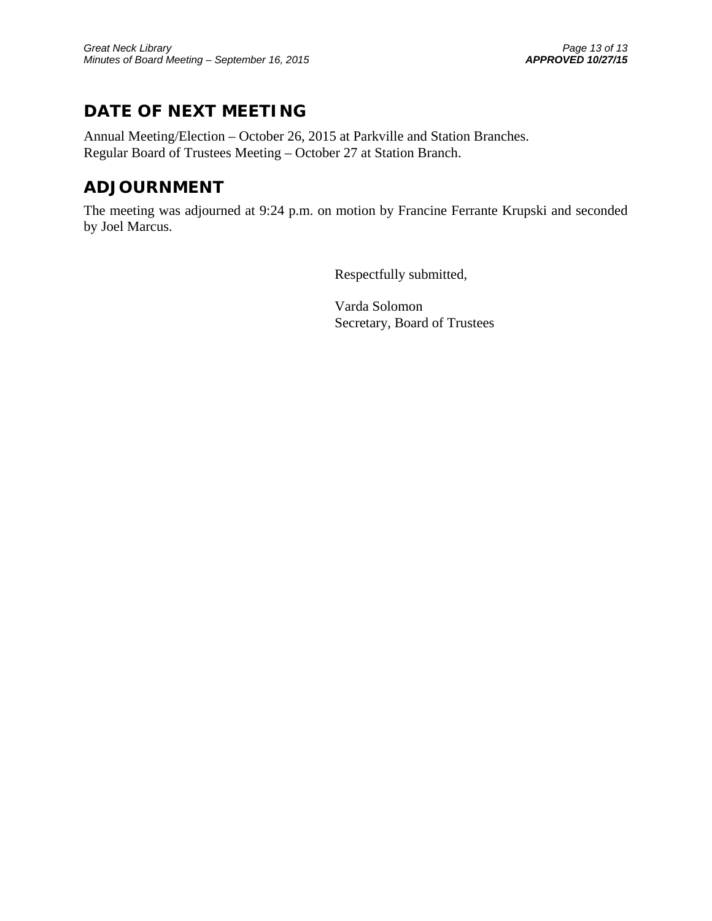## DATE OF NEXT MEETING

Annual Meeting/Election – October 26, 2015 at Parkville and Station Branches.
Regular Board of Trustees Meeting – October 27 at Station Branch.

## ADJOURNMENT

The meeting was adjourned at 9:24 p.m. on motion by Francine Ferrante Krupski and seconded by Joel Marcus.

Respectfully submitted,

Varda Solomon
Secretary, Board of Trustees